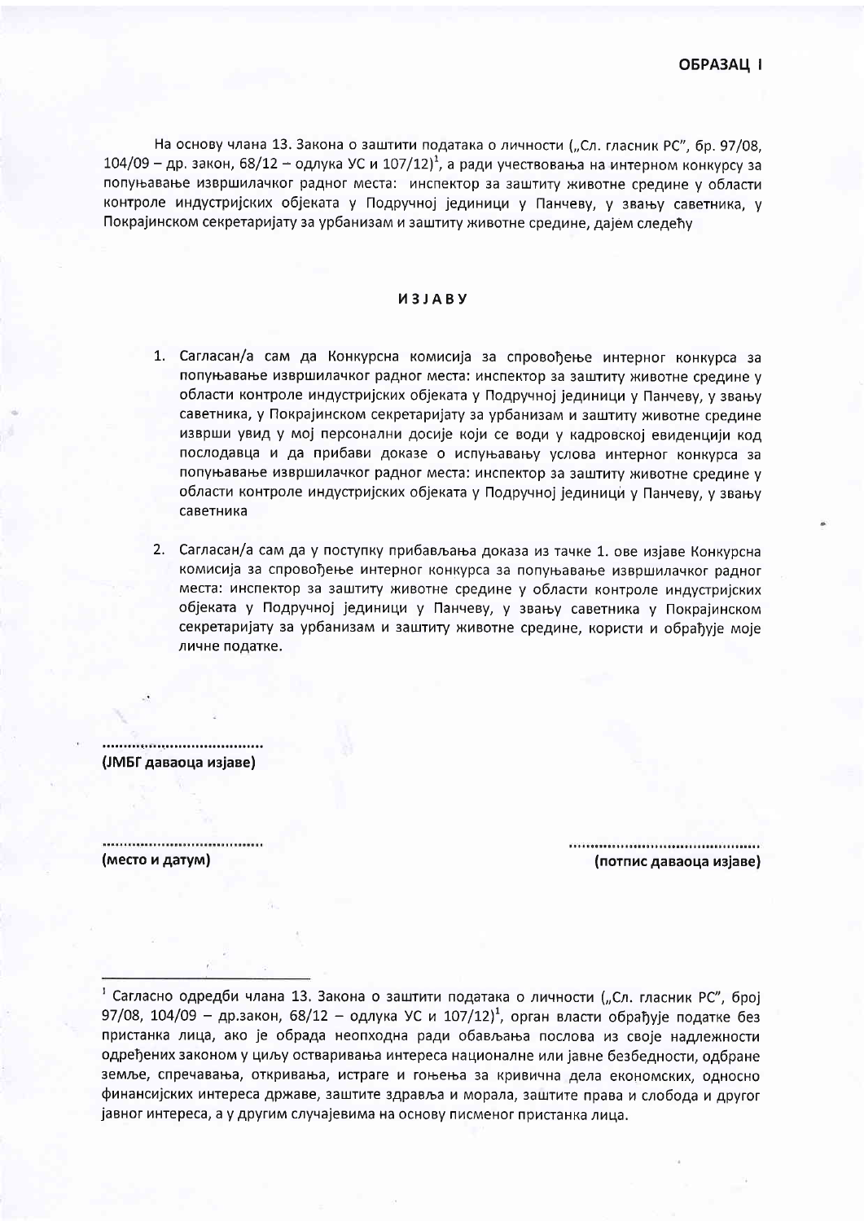**ОБРАЗАЦ I**

На основу члана 13. Закона о заштити података о личности („Сл. гласник РС", бр. 97/08, 104/09 – др. закон, 68/12 – одлука УС и 107/12)[1], а ради учествовања на интерном конкурсу за попуњавање извршилачког радног места: инспектор за заштиту животне средине у области контроле индустријских објеката у Подручној јединици у Панчеву, у звању саветника, у Покрајинском секретаријату за урбанизам и заштиту животне средине, дајем следећу

**ИЗЈАВУ**

1. Сагласан/а сам да Конкурсна комисија за спровођење интерног конкурса за попуњавање извршилачког радног места: инспектор за заштиту животне средине у области контроле индустријских објеката у Подручној јединици у Панчеву, у звању саветника, у Покрајинском секретаријату за урбанизам и заштиту животне средине изврши увид у мој персонални досије који се води у кадровској евиденцији код послодавца и да прибави доказе о испуњавању услова интерног конкурса за попуњавање извршилачког радног места: инспектор за заштиту животне средине у области контроле индустријских објеката у Подручној јединици у Панчеву, у звању саветника

2. Сагласан/а сам да у поступку прибављања доказа из тачке 1. ове изјаве Конкурсна комисија за спровођење интерног конкурса за попуњавање извршилачког радног места: инспектор за заштиту животне средине у области контроле индустријских објеката у Подручној јединици у Панчеву, у звању саветника у Покрајинском секретаријату за урбанизам и заштиту животне средине, користи и обрађује моје личне податке.

.....................................

**(ЈМБГ даваоца изјаве)**

.....................................

**(место и датум)**

.............................................

**(потпис даваоца изјаве)**

---

[1] Сагласно одредби члана 13. Закона о заштити података о личности („Сл. гласник РС", број 97/08, 104/09 – др.закон, 68/12 – одлука УС и 107/12)[1], орган власти обрађује податке без пристанка лица, ако је обрада неопходна ради обављања послова из своје надлежности одређених законом у циљу остваривања интереса националне или јавне безбедности, одбране земље, спречавања, откривања, истраге и гоњења за кривична дела економских, односно финансијских интереса државе, заштите здравља и морала, заштите права и слобода и другог јавног интереса, а у другим случајевима на основу писменог пристанка лица.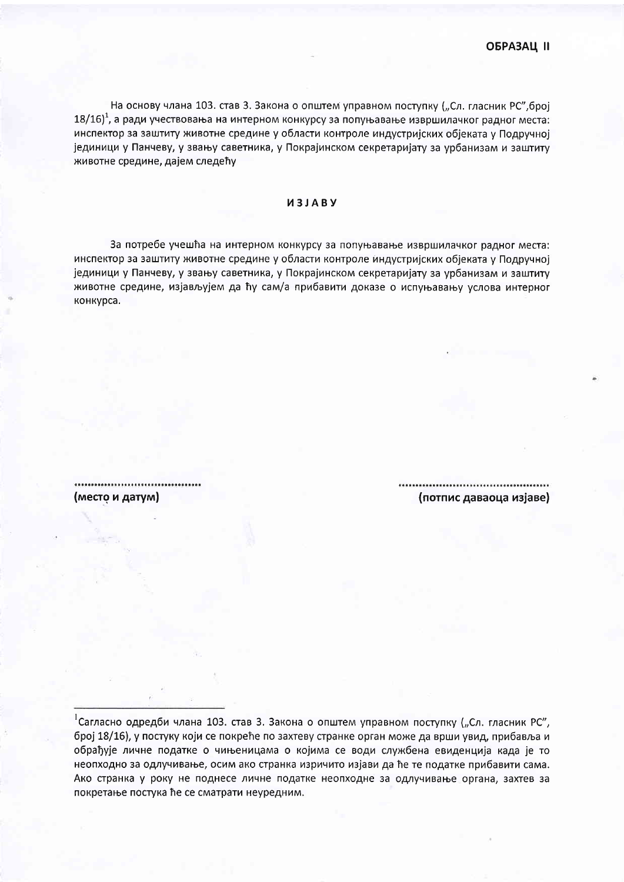**ОБРАЗАЦ II**

На основу члана 103. став 3. Закона о општем управном поступку („Сл. гласник РС",број 18/16)[1], а ради учествовања на интерном конкурсу за попуњавање извршилачког радног места: инспектор за заштиту животне средине у области контроле индустријских објеката у Подручној јединици у Панчеву, у звању саветника, у Покрајинском секретаријату за урбанизам и заштиту животне средине, дајем следећу

## ИЗЈАВУ

За потребе учешћа на интерном конкурсу за попуњавање извршилачког радног места: инспектор за заштиту животне средине у области контроле индустријских објеката у Подручној јединици у Панчеву, у звању саветника, у Покрајинском секретаријату за урбанизам и заштиту животне средине, изјављујем да ћу сам/а прибавити доказе о испуњавању услова интерног конкурса.

......................................
**(место и датум)**

..............................................
**(потпис даваоца изјаве)**

---

[1] Сагласно одредби члана 103. став 3. Закона о општем управном поступку („Сл. гласник РС", број 18/16), у постуку који се покреће по захтеву странке орган може да врши увид, прибавља и обрађује личне податке о чињеницама о којима се води службена евиденција када је то неопходно за одлучивање, осим ако странка изричито изјави да ће те податке прибавити сама. Ако странка у року не поднесе личне податке неопходне за одлучивање органа, захтев за покретање постука ће се сматрати неуредним.